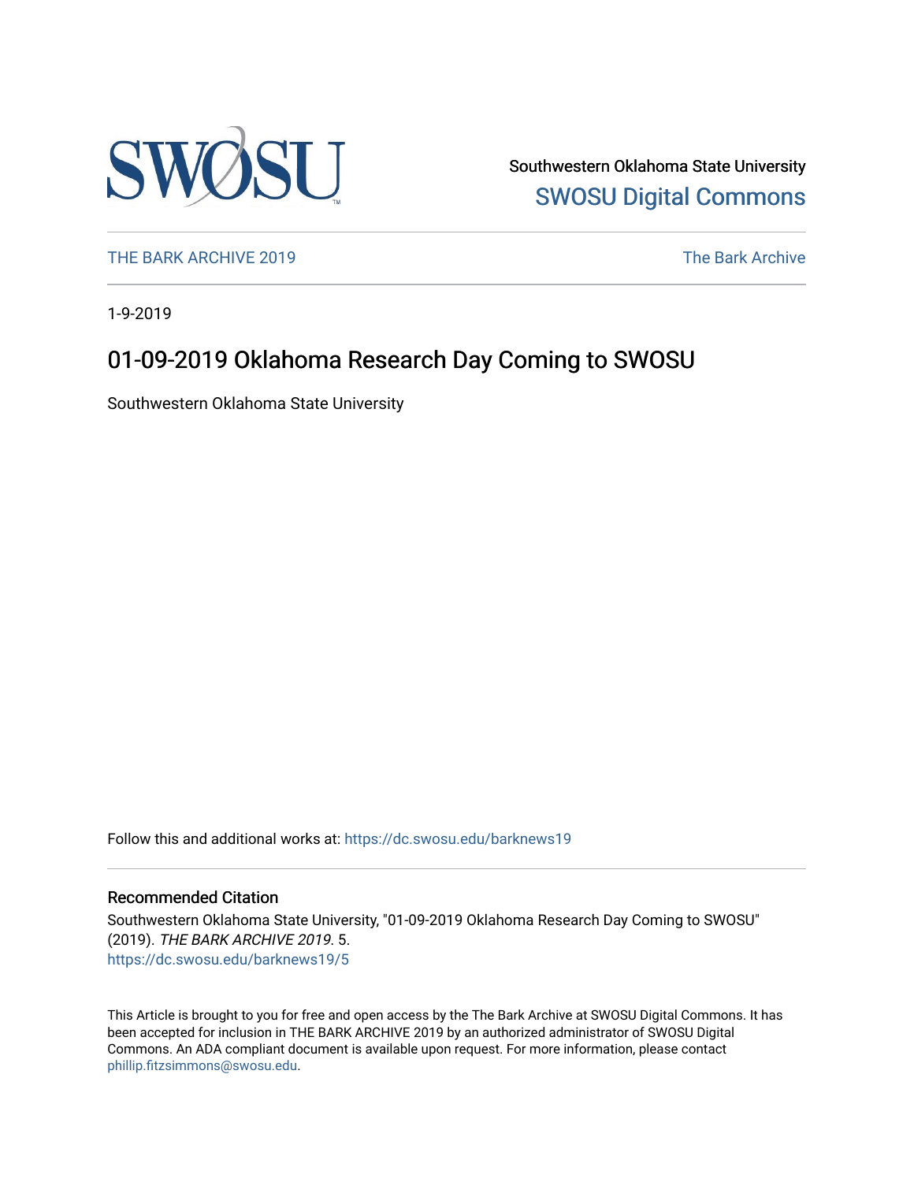Southwestern Oklahoma State University
SWOSU Digital Commons

THE BARK ARCHIVE 2019 | The Bark Archive

1-9-2019

# 01-09-2019 Oklahoma Research Day Coming to SWOSU

Southwestern Oklahoma State University

Follow this and additional works at: https://dc.swosu.edu/barknews19

## Recommended Citation

Southwestern Oklahoma State University, "01-09-2019 Oklahoma Research Day Coming to SWOSU" (2019). *THE BARK ARCHIVE 2019*. 5.
https://dc.swosu.edu/barknews19/5

This Article is brought to you for free and open access by the The Bark Archive at SWOSU Digital Commons. It has been accepted for inclusion in THE BARK ARCHIVE 2019 by an authorized administrator of SWOSU Digital Commons. An ADA compliant document is available upon request. For more information, please contact phillip.fitzsimmons@swosu.edu.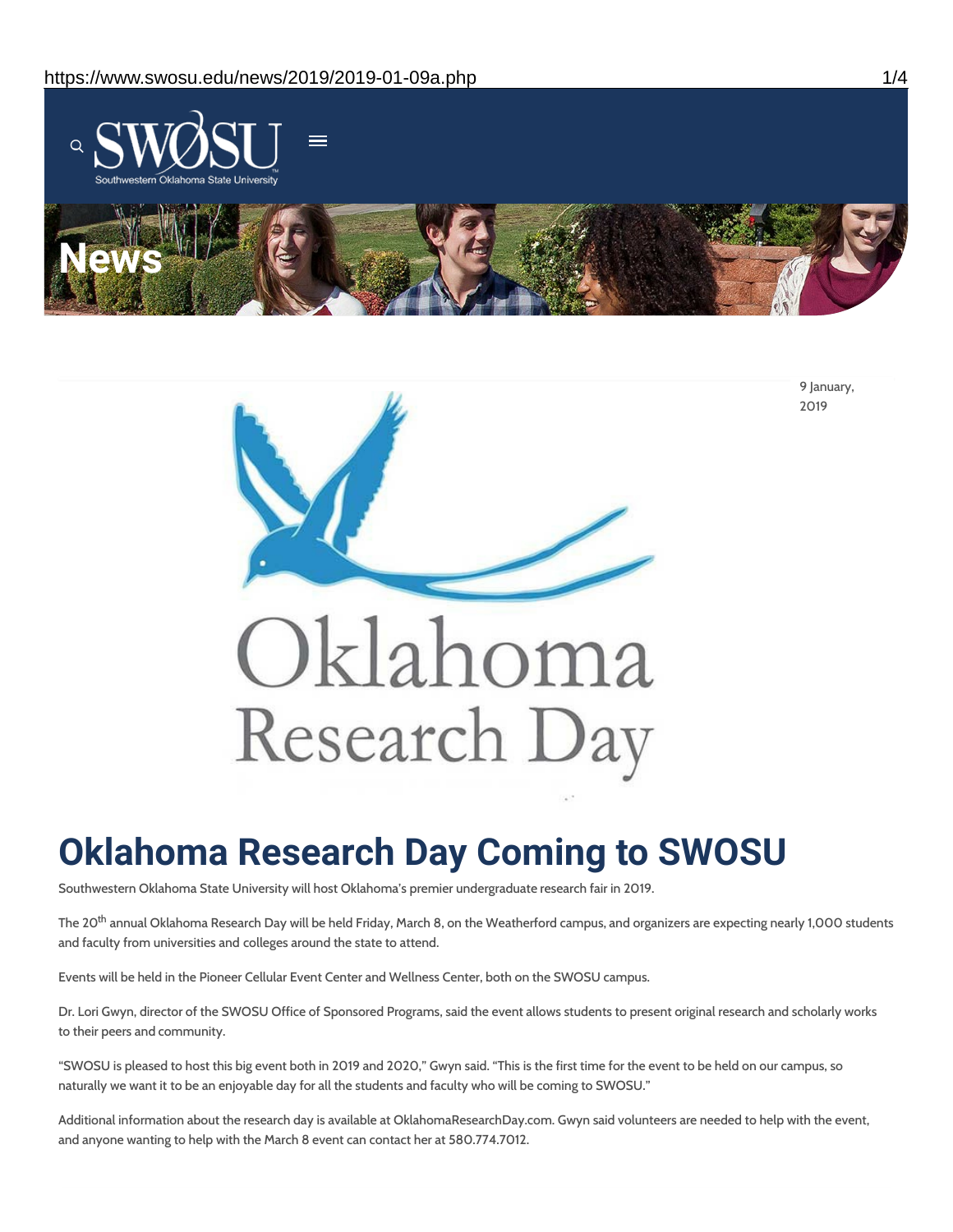News

9 January, 2019

# Oklahoma Research Day Coming to SWOSU

Southwestern Oklahoma State University will host Oklahoma's premier undergraduate research fair in 2019.

The 20th annual Oklahoma Research Day will be held Friday, March 8, on the Weatherford campus, and organizers are expecting nearly 1,000 students and faculty from universities and colleges around the state to attend.

Events will be held in the Pioneer Cellular Event Center and Wellness Center, both on the SWOSU campus.

Dr. Lori Gwyn, director of the SWOSU Office of Sponsored Programs, said the event allows students to present original research and scholarly works to their peers and community.

"SWOSU is pleased to host this big event both in 2019 and 2020," Gwyn said. "This is the first time for the event to be held on our campus, so naturally we want it to be an enjoyable day for all the students and faculty who will be coming to SWOSU."

Additional information about the research day is available at OklahomaResearchDay.com. Gwyn said volunteers are needed to help with the event, and anyone wanting to help with the March 8 event can contact her at 580.774.7012.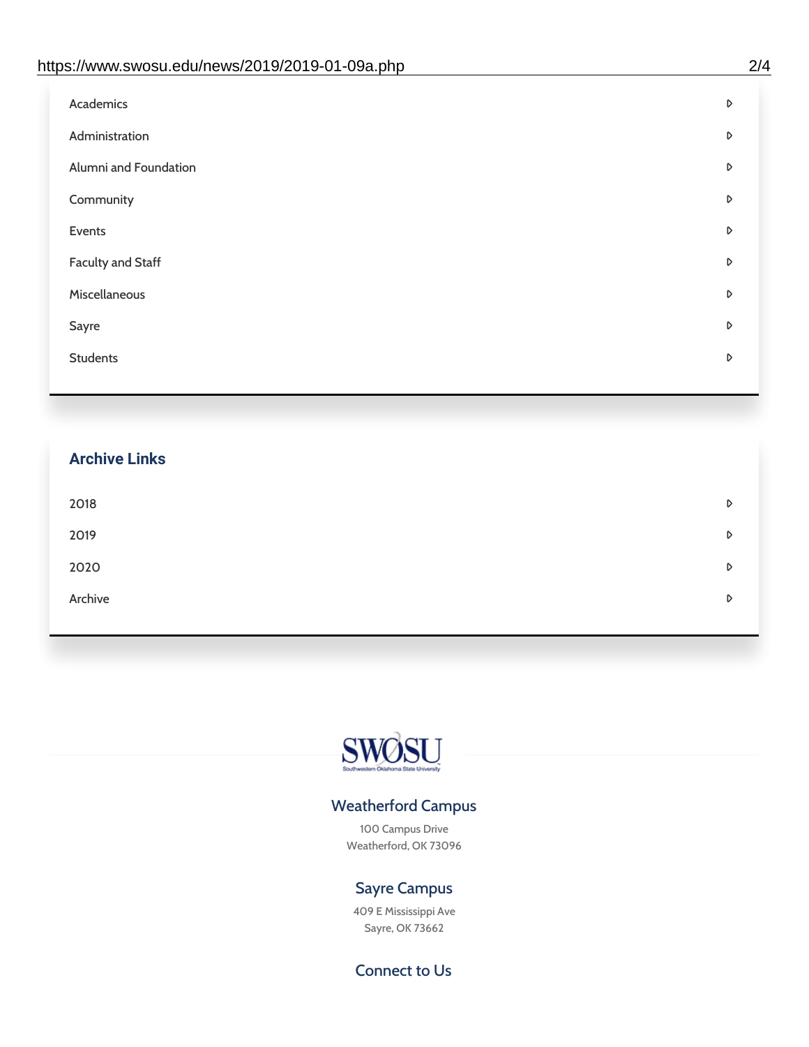Academics

Administration

Alumni and Foundation

Community

Events

Faculty and Staff

Miscellaneous

Sayre

Students

## Archive Links

2018

2019

2020

Archive

SWOSU

Southwestern Oklahoma State University

### Weatherford Campus

100 Campus Drive
Weatherford, OK 73096

### Sayre Campus

409 E Mississippi Ave
Sayre, OK 73662

### Connect to Us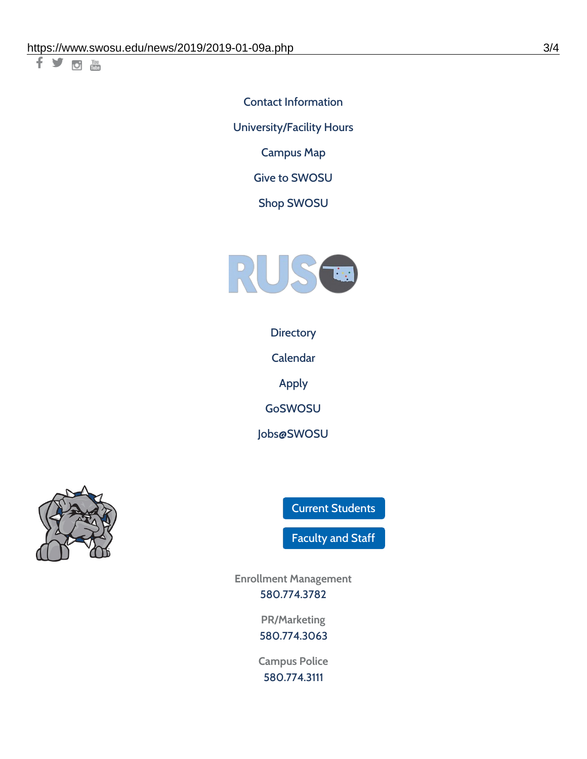Contact Information

University/Facility Hours

Campus Map

Give to SWOSU

Shop SWOSU

RUSO

Directory

Calendar

Apply

GoSWOSU

Jobs@SWOSU

Current Students

Faculty and Staff

Enrollment Management
580.774.3782

PR/Marketing
580.774.3063

Campus Police
580.774.3111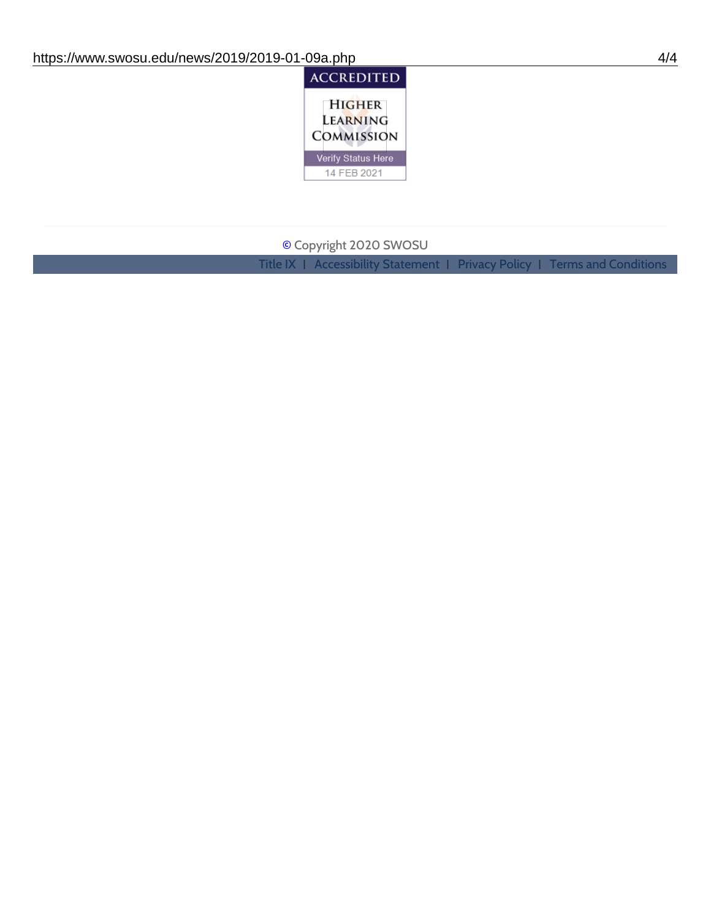ACCREDITED

HIGHER LEARNING COMMISSION

Verify Status Here

14 FEB 2021

© Copyright 2020 SWOSU

Title IX | Accessibility Statement | Privacy Policy | Terms and Conditions